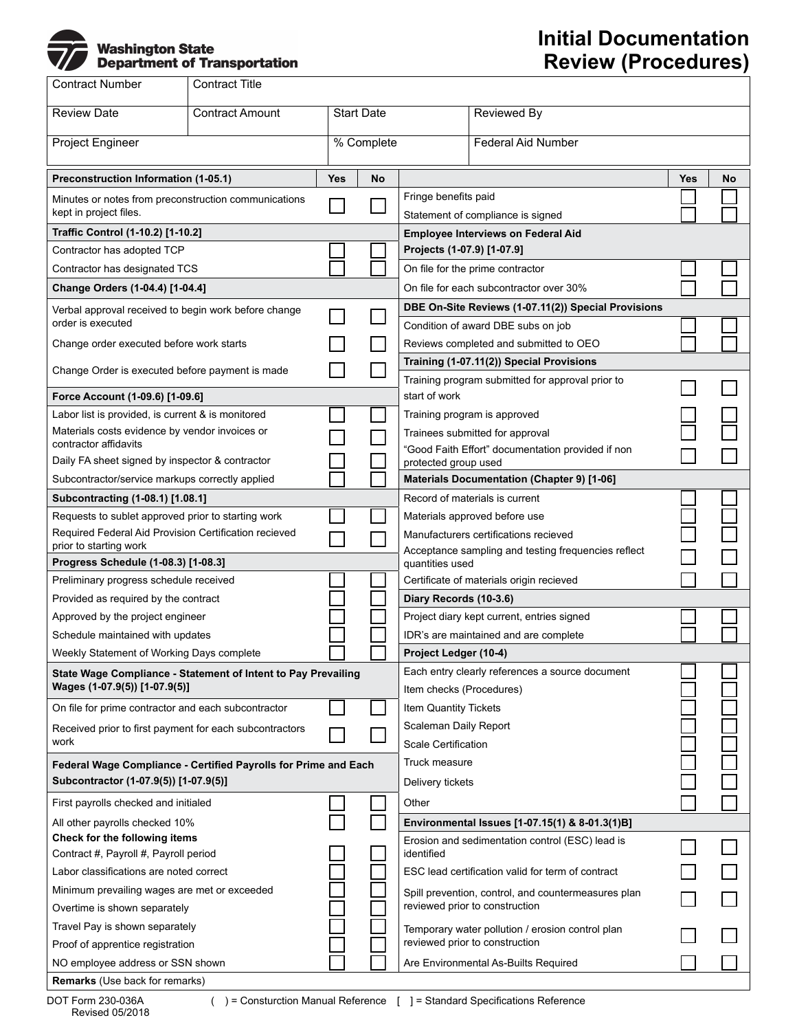Washington State Department of Transportation

# Initial Documentation Review (Procedures)

| Contract Number | Contract Title | | |
|---|---|---|---|
| Review Date | Contract Amount | Start Date | Reviewed By |
| Project Engineer | | % Complete | Federal Aid Number |

| Preconstruction Information (1-05.1) | Yes | No |
|---|---|---|
| Minutes or notes from preconstruction communications kept in project files. | ☐ | ☐ |
| **Traffic Control (1-10.2) [1-10.2]** | | |
| Contractor has adopted TCP | ☐ | ☐ |
| Contractor has designated TCS | ☐ | ☐ |
| **Change Orders (1-04.4) [1-04.4]** | | |
| Verbal approval received to begin work before change order is executed | ☐ | ☐ |
| Change order executed before work starts | ☐ | ☐ |
| Change Order is executed before payment is made | ☐ | ☐ |
| **Force Account (1-09.6) [1-09.6]** | | |
| Labor list is provided, is current & is monitored | ☐ | ☐ |
| Materials costs evidence by vendor invoices or contractor affidavits | ☐ | ☐ |
| Daily FA sheet signed by inspector & contractor | ☐ | ☐ |
| Subcontractor/service markups correctly applied | ☐ | ☐ |
| **Subcontracting (1-08.1) [1.08.1]** | | |
| Requests to sublet approved prior to starting work | ☐ | ☐ |
| Required Federal Aid Provision Certification recieved prior to starting work | ☐ | ☐ |
| **Progress Schedule (1-08.3) [1-08.3]** | | |
| Preliminary progress schedule received | ☐ | ☐ |
| Provided as required by the contract | ☐ | ☐ |
| Approved by the project engineer | ☐ | ☐ |
| Schedule maintained with updates | ☐ | ☐ |
| Weekly Statement of Working Days complete | ☐ | ☐ |
| **State Wage Compliance - Statement of Intent to Pay Prevailing Wages (1-07.9(5)) [1-07.9(5)]** | | |
| On file for prime contractor and each subcontractor | ☐ | ☐ |
| Received prior to first payment for each subcontractors work | ☐ | ☐ |
| **Federal Wage Compliance - Certified Payrolls for Prime and Each Subcontractor (1-07.9(5)) [1-07.9(5)]** | | |
| First payrolls checked and initialed | ☐ | ☐ |
| All other payrolls checked 10% | ☐ | ☐ |
| **Check for the following items** | | |
| Contract #, Payroll #, Payroll period | ☐ | ☐ |
| Labor classifications are noted correct | ☐ | ☐ |
| Minimum prevailing wages are met or exceeded | ☐ | ☐ |
| Overtime is shown separately | ☐ | ☐ |
| Travel Pay is shown separately | ☐ | ☐ |
| Proof of apprentice registration | ☐ | ☐ |
| NO employee address or SSN shown | ☐ | ☐ |

| | Yes | No |
|---|---|---|
| Fringe benefits paid | ☐ | ☐ |
| Statement of compliance is signed | ☐ | ☐ |
| **Employee Interviews on Federal Aid Projects (1-07.9) [1-07.9]** | | |
| On file for the prime contractor | ☐ | ☐ |
| On file for each subcontractor over 30% | ☐ | ☐ |
| **DBE On-Site Reviews (1-07.11(2)) Special Provisions** | | |
| Condition of award DBE subs on job | ☐ | ☐ |
| Reviews completed and submitted to OEO | ☐ | ☐ |
| **Training (1-07.11(2)) Special Provisions** | | |
| Training program submitted for approval prior to start of work | ☐ | ☐ |
| Training program is approved | ☐ | ☐ |
| Trainees submitted for approval | ☐ | ☐ |
| "Good Faith Effort" documentation provided if non protected group used | ☐ | ☐ |
| **Materials Documentation (Chapter 9) [1-06]** | | |
| Record of materials is current | ☐ | ☐ |
| Materials approved before use | ☐ | ☐ |
| Manufacturers certifications recieved | ☐ | ☐ |
| Acceptance sampling and testing frequencies reflect quantities used | ☐ | ☐ |
| Certificate of materials origin recieved | ☐ | ☐ |
| **Diary Records (10-3.6)** | | |
| Project diary kept current, entries signed | ☐ | ☐ |
| IDR's are maintained and are complete | ☐ | ☐ |
| **Project Ledger (10-4)** | | |
| Each entry clearly references a source document | ☐ | ☐ |
| Item checks (Procedures) | ☐ | ☐ |
| Item Quantity Tickets | ☐ | ☐ |
| Scaleman Daily Report | ☐ | ☐ |
| Scale Certification | ☐ | ☐ |
| Truck measure | ☐ | ☐ |
| Delivery tickets | ☐ | ☐ |
| Other | ☐ | ☐ |
| **Environmental Issues [1-07.15(1) & 8-01.3(1)B]** | | |
| Erosion and sedimentation control (ESC) lead is identified | ☐ | ☐ |
| ESC lead certification valid for term of contract | ☐ | ☐ |
| Spill prevention, control, and countermeasures plan reviewed prior to construction | ☐ | ☐ |
| Temporary water pollution / erosion control plan reviewed prior to construction | ☐ | ☐ |
| Are Environmental As-Builts Required | ☐ | ☐ |

**Remarks** (Use back for remarks)

DOT Form 230-036A
Revised 05/2018

( ) = Consturction Manual Reference [ ] = Standard Specifications Reference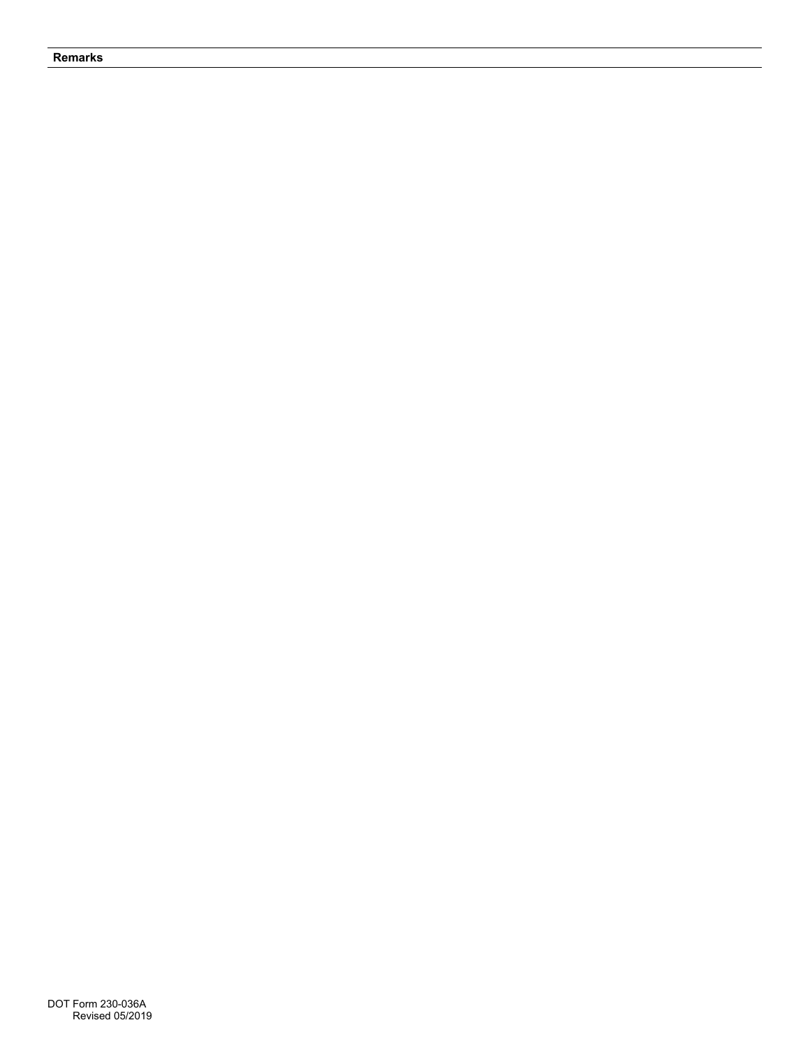**Remarks**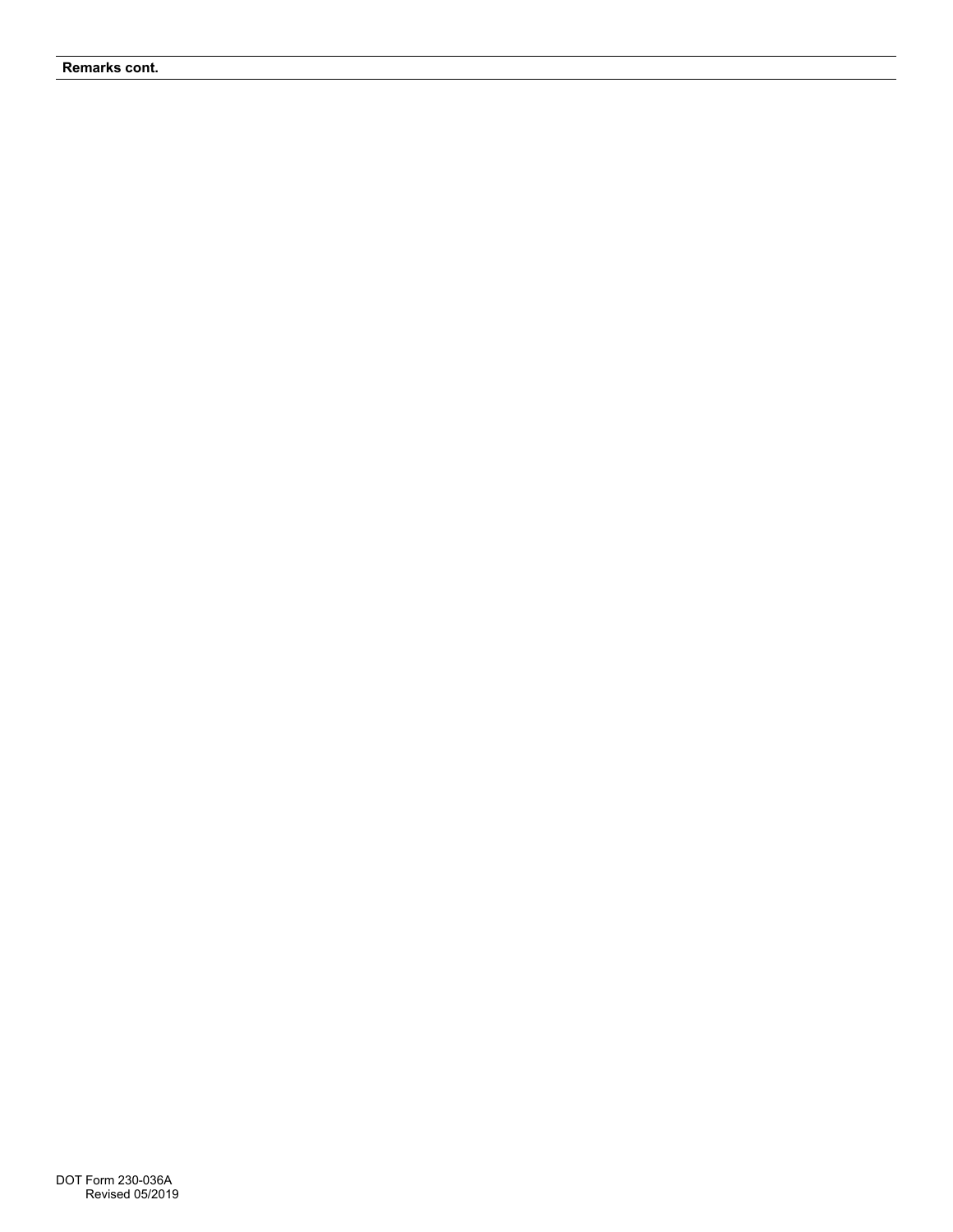**Remarks cont.**

DOT Form 230-036A
Revised 05/2019